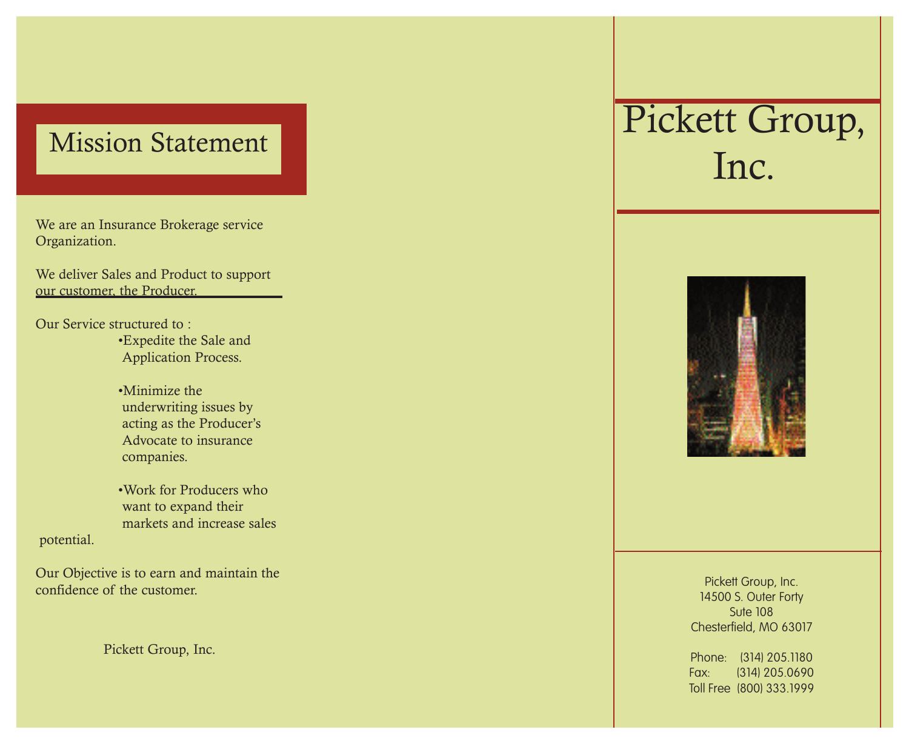## Mission Statement

We are an Insurance Brokerage service Organization.

We deliver Sales and Product to support our customer, the Producer.

Our Service structured to :

- Expedite the Sale and Application Process.
- Minimize the underwriting issues by acting as the Producer's Advocate to insurance companies.
- Work for Producers who want to expand their markets and increase sales potential.

Our Objective is to earn and maintain the confidence of the customer.

Pickett Group, Inc.

# Pickett Group, Inc.

Pickett Group, Inc.
14500 S. Outer Forty
Sute 108
Chesterfield, MO 63017

Phone: (314) 205.1180
Fax: (314) 205.0690
Toll Free (800) 333.1999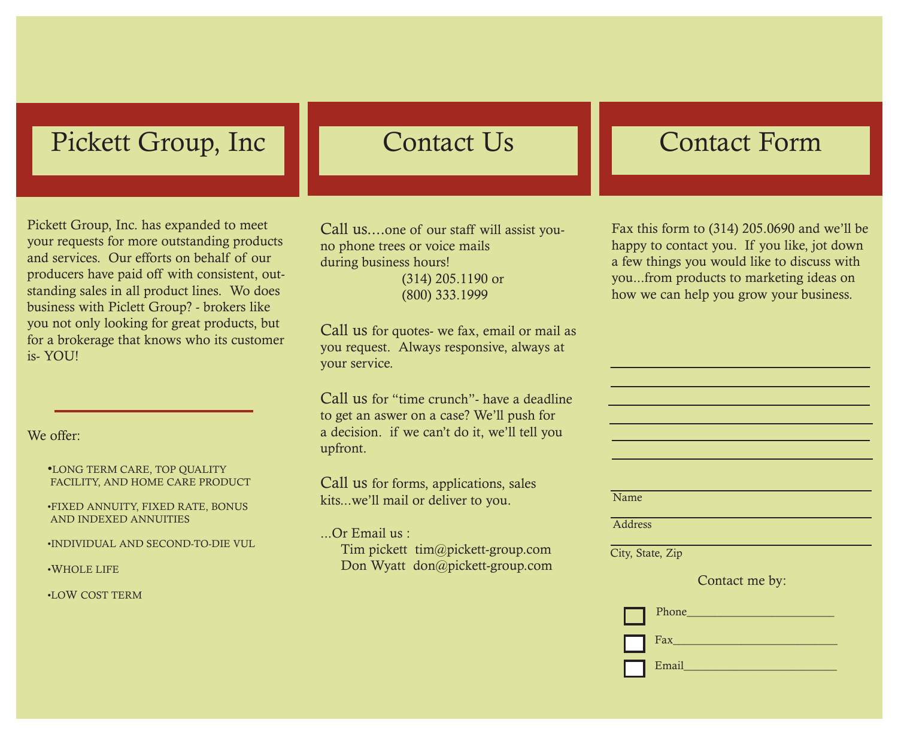# Pickett Group, Inc

Pickett Group, Inc. has expanded to meet your requests for more outstanding products and services. Our efforts on behalf of our producers have paid off with consistent, outstanding sales in all product lines. Wo does business with Piclett Group? - brokers like you not only looking for great products, but for a brokerage that knows who its customer is- YOU!

We offer:

- LONG TERM CARE, TOP QUALITY FACILITY, AND HOME CARE PRODUCT
- FIXED ANNUITY, FIXED RATE, BONUS AND INDEXED ANNUITIES
- INDIVIDUAL AND SECOND-TO-DIE VUL
- WHOLE LIFE
- LOW COST TERM

# Contact Us

Call us....one of our staff will assist you- no phone trees or voice mails during business hours!

(314) 205.1190 or
(800) 333.1999

Call us for quotes- we fax, email or mail as you request. Always responsive, always at your service.

Call us for "time crunch"- have a deadline to get an aswer on a case? We'll push for a decision. if we can't do it, we'll tell you upfront.

Call us for forms, applications, sales kits...we'll mail or deliver to you.

...Or Email us :

Tim pickett tim@pickett-group.com
Don Wyatt don@pickett-group.com

# Contact Form

Fax this form to (314) 205.0690 and we'll be happy to contact you. If you like, jot down a few things you would like to discuss with you...from products to marketing ideas on how we can help you grow your business.

______________________________
______________________________
______________________________
______________________________
______________________________
______________________________

______________________________
Name
______________________________
Address
______________________________
City, State, Zip

Contact me by:

- [ ] Phone________________________
- [ ] Fax__________________________
- [ ] Email_________________________